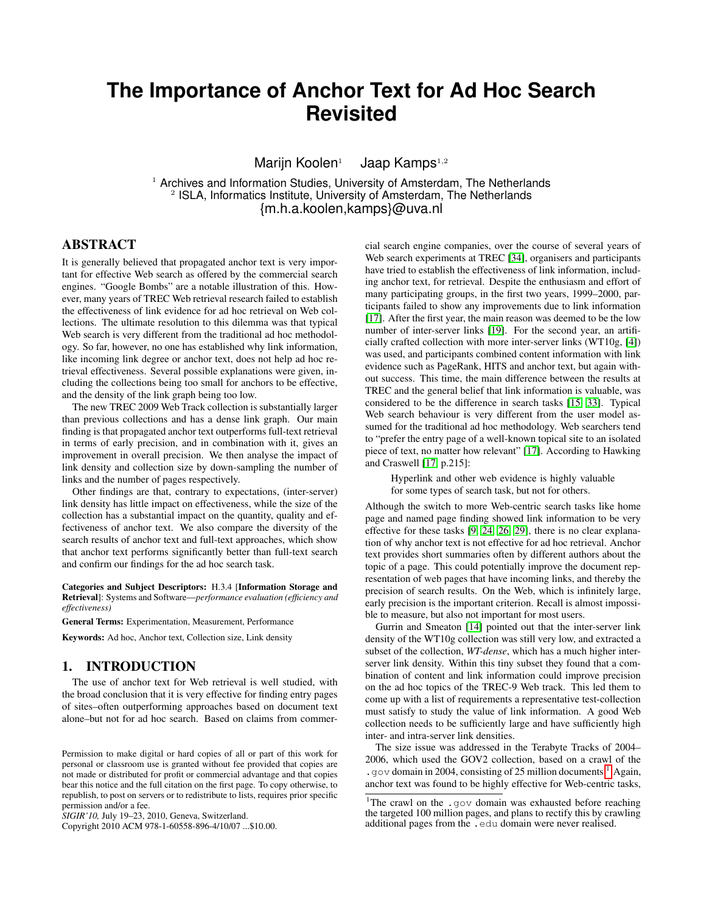# The Importance of Anchor Text for Ad Hoc Search Revisited

Marijn Koolen[1] Jaap Kamps[1,2]

[1] Archives and Information Studies, University of Amsterdam, The Netherlands
[2] ISLA, Informatics Institute, University of Amsterdam, The Netherlands
{m.h.a.koolen,kamps}@uva.nl

## ABSTRACT

It is generally believed that propagated anchor text is very important for effective Web search as offered by the commercial search engines. "Google Bombs" are a notable illustration of this. However, many years of TREC Web retrieval research failed to establish the effectiveness of link evidence for ad hoc retrieval on Web collections. The ultimate resolution to this dilemma was that typical Web search is very different from the traditional ad hoc methodology. So far, however, no one has established why link information, like incoming link degree or anchor text, does not help ad hoc retrieval effectiveness. Several possible explanations were given, including the collections being too small for anchors to be effective, and the density of the link graph being too low.

The new TREC 2009 Web Track collection is substantially larger than previous collections and has a dense link graph. Our main finding is that propagated anchor text outperforms full-text retrieval in terms of early precision, and in combination with it, gives an improvement in overall precision. We then analyse the impact of link density and collection size by down-sampling the number of links and the number of pages respectively.

Other findings are that, contrary to expectations, (inter-server) link density has little impact on effectiveness, while the size of the collection has a substantial impact on the quantity, quality and effectiveness of anchor text. We also compare the diversity of the search results of anchor text and full-text approaches, which show that anchor text performs significantly better than full-text search and confirm our findings for the ad hoc search task.

**Categories and Subject Descriptors:** H.3.4 [**Information Storage and Retrieval**]: Systems and Software—*performance evaluation (efficiency and effectiveness)*

**General Terms:** Experimentation, Measurement, Performance

**Keywords:** Ad hoc, Anchor text, Collection size, Link density

## 1. INTRODUCTION

The use of anchor text for Web retrieval is well studied, with the broad conclusion that it is very effective for finding entry pages of sites–often outperforming approaches based on document text alone–but not for ad hoc search. Based on claims from commercial search engine companies, over the course of several years of Web search experiments at TREC [34], organisers and participants have tried to establish the effectiveness of link information, including anchor text, for retrieval. Despite the enthusiasm and effort of many participating groups, in the first two years, 1999–2000, participants failed to show any improvements due to link information [17]. After the first year, the main reason was deemed to be the low number of inter-server links [19]. For the second year, an artificially crafted collection with more inter-server links (WT10g, [4]) was used, and participants combined content information with link evidence such as PageRank, HITS and anchor text, but again without success. This time, the main difference between the results at TREC and the general belief that link information is valuable, was considered to be the difference in search tasks [15, 33]. Typical Web search behaviour is very different from the user model assumed for the traditional ad hoc methodology. Web searchers tend to "prefer the entry page of a well-known topical site to an isolated piece of text, no matter how relevant" [17]. According to Hawking and Craswell [17, p.215]:

> Hyperlink and other web evidence is highly valuable for some types of search task, but not for others.

Although the switch to more Web-centric search tasks like home page and named page finding showed link information to be very effective for these tasks [9, 24, 26, 29], there is no clear explanation of why anchor text is not effective for ad hoc retrieval. Anchor text provides short summaries often by different authors about the topic of a page. This could potentially improve the document representation of web pages that have incoming links, and thereby the precision of search results. On the Web, which is infinitely large, early precision is the important criterion. Recall is almost impossible to measure, but also not important for most users.

Gurrin and Smeaton [14] pointed out that the inter-server link density of the WT10g collection was still very low, and extracted a subset of the collection, *WT-dense*, which has a much higher inter-server link density. Within this tiny subset they found that a combination of content and link information could improve precision on the ad hoc topics of the TREC-9 Web track. This led them to come up with a list of requirements a representative test-collection must satisfy to study the value of link information. A good Web collection needs to be sufficiently large and have sufficiently high inter- and intra-server link densities.

The size issue was addressed in the Terabyte Tracks of 2004–2006, which used the GOV2 collection, based on a crawl of the `.gov` domain in 2004, consisting of 25 million documents.[1] Again, anchor text was found to be highly effective for Web-centric tasks,

[1] The crawl on the `.gov` domain was exhausted before reaching the targeted 100 million pages, and plans to rectify this by crawling additional pages from the `.edu` domain were never realised.

Permission to make digital or hard copies of all or part of this work for personal or classroom use is granted without fee provided that copies are not made or distributed for profit or commercial advantage and that copies bear this notice and the full citation on the first page. To copy otherwise, to republish, to post on servers or to redistribute to lists, requires prior specific permission and/or a fee.
*SIGIR'10,* July 19–23, 2010, Geneva, Switzerland.
Copyright 2010 ACM 978-1-60558-896-4/10/07 ...$10.00.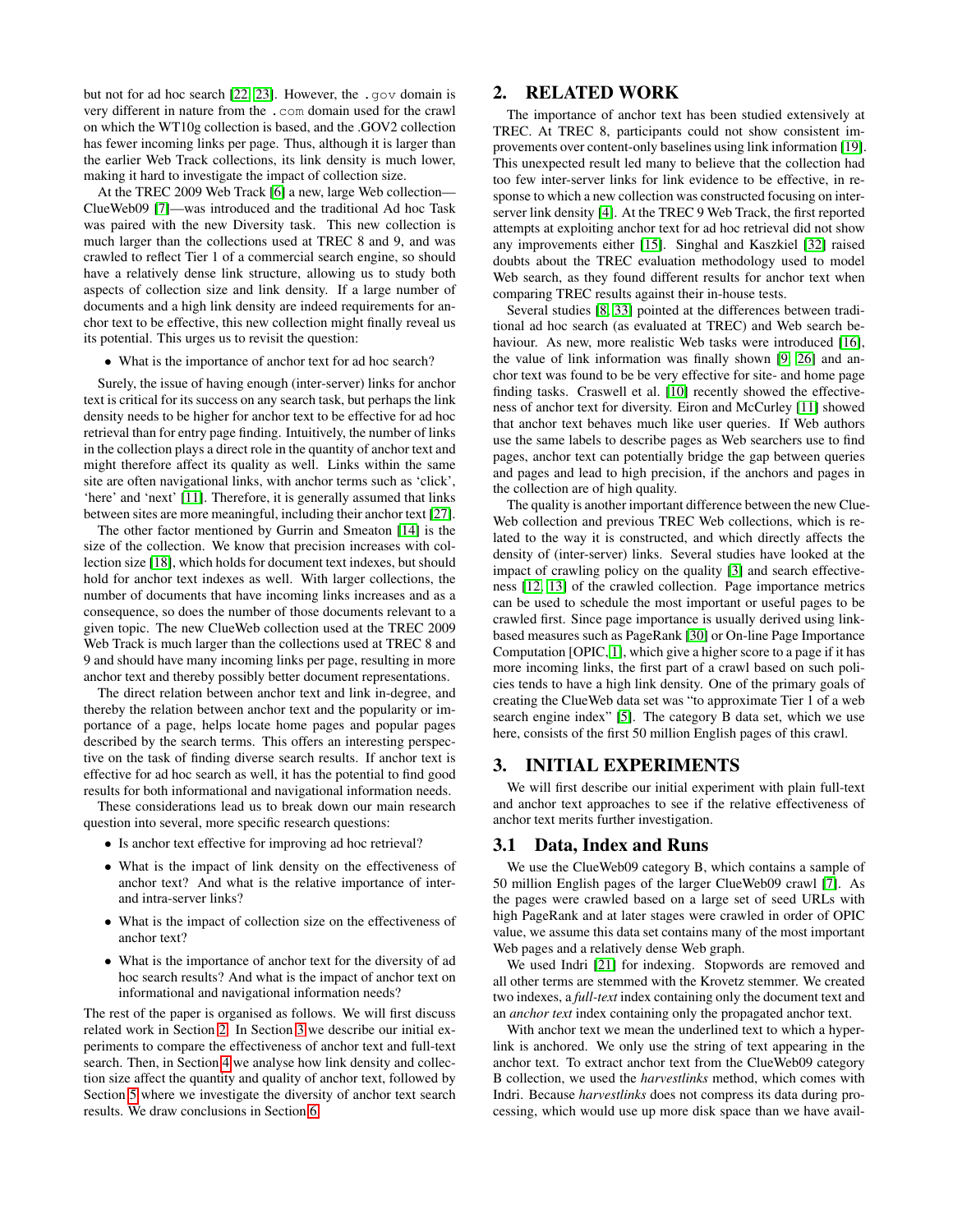but not for ad hoc search [22, 23]. However, the `.gov` domain is very different in nature from the `.com` domain used for the crawl on which the WT10g collection is based, and the .GOV2 collection has fewer incoming links per page. Thus, although it is larger than the earlier Web Track collections, its link density is much lower, making it hard to investigate the impact of collection size.

At the TREC 2009 Web Track [6] a new, large Web collection—ClueWeb09 [7]—was introduced and the traditional Ad hoc Task was paired with the new Diversity task. This new collection is much larger than the collections used at TREC 8 and 9, and was crawled to reflect Tier 1 of a commercial search engine, so should have a relatively dense link structure, allowing us to study both aspects of collection size and link density. If a large number of documents and a high link density are indeed requirements for anchor text to be effective, this new collection might finally reveal us its potential. This urges us to revisit the question:

- What is the importance of anchor text for ad hoc search?

Surely, the issue of having enough (inter-server) links for anchor text is critical for its success on any search task, but perhaps the link density needs to be higher for anchor text to be effective for ad hoc retrieval than for entry page finding. Intuitively, the number of links in the collection plays a direct role in the quantity of anchor text and might therefore affect its quality as well. Links within the same site are often navigational links, with anchor terms such as 'click', 'here' and 'next' [11]. Therefore, it is generally assumed that links between sites are more meaningful, including their anchor text [27].

The other factor mentioned by Gurrin and Smeaton [14] is the size of the collection. We know that precision increases with collection size [18], which holds for document text indexes, but should hold for anchor text indexes as well. With larger collections, the number of documents that have incoming links increases and as a consequence, so does the number of those documents relevant to a given topic. The new ClueWeb collection used at the TREC 2009 Web Track is much larger than the collections used at TREC 8 and 9 and should have many incoming links per page, resulting in more anchor text and thereby possibly better document representations.

The direct relation between anchor text and link in-degree, and thereby the relation between anchor text and the popularity or importance of a page, helps locate home pages and popular pages described by the search terms. This offers an interesting perspective on the task of finding diverse search results. If anchor text is effective for ad hoc search as well, it has the potential to find good results for both informational and navigational information needs.

These considerations lead us to break down our main research question into several, more specific research questions:

- Is anchor text effective for improving ad hoc retrieval?
- What is the impact of link density on the effectiveness of anchor text? And what is the relative importance of inter- and intra-server links?
- What is the impact of collection size on the effectiveness of anchor text?
- What is the importance of anchor text for the diversity of ad hoc search results? And what is the impact of anchor text on informational and navigational information needs?

The rest of the paper is organised as follows. We will first discuss related work in Section 2. In Section 3 we describe our initial experiments to compare the effectiveness of anchor text and full-text search. Then, in Section 4 we analyse how link density and collection size affect the quantity and quality of anchor text, followed by Section 5 where we investigate the diversity of anchor text search results. We draw conclusions in Section 6.

## 2. RELATED WORK

The importance of anchor text has been studied extensively at TREC. At TREC 8, participants could not show consistent improvements over content-only baselines using link information [19]. This unexpected result led many to believe that the collection had too few inter-server links for link evidence to be effective, in response to which a new collection was constructed focusing on inter-server link density [4]. At the TREC 9 Web Track, the first reported attempts at exploiting anchor text for ad hoc retrieval did not show any improvements either [15]. Singhal and Kaszkiel [32] raised doubts about the TREC evaluation methodology used to model Web search, as they found different results for anchor text when comparing TREC results against their in-house tests.

Several studies [8, 33] pointed at the differences between traditional ad hoc search (as evaluated at TREC) and Web search behaviour. As new, more realistic Web tasks were introduced [16], the value of link information was finally shown [9, 26] and anchor text was found to be very effective for site- and home page finding tasks. Craswell et al. [10] recently showed the effectiveness of anchor text for diversity. Eiron and McCurley [11] showed that anchor text behaves much like user queries. If Web authors use the same labels to describe pages as Web searchers use to find pages, anchor text can potentially bridge the gap between queries and pages and lead to high precision, if the anchors and pages in the collection are of high quality.

The quality is another important difference between the new ClueWeb collection and previous TREC Web collections, which is related to the way it is constructed, and which directly affects the density of (inter-server) links. Several studies have looked at the impact of crawling policy on the quality [3] and search effectiveness [12, 13] of the crawled collection. Page importance metrics can be used to schedule the most important or useful pages to be crawled first. Since page importance is usually derived using link-based measures such as PageRank [30] or On-line Page Importance Computation [OPIC, 1], which give a higher score to a page if it has more incoming links, the first part of a crawl based on such policies tends to have a high link density. One of the primary goals of creating the ClueWeb data set was "to approximate Tier 1 of a web search engine index" [5]. The category B data set, which we use here, consists of the first 50 million English pages of this crawl.

## 3. INITIAL EXPERIMENTS

We will first describe our initial experiment with plain full-text and anchor text approaches to see if the relative effectiveness of anchor text merits further investigation.

### 3.1 Data, Index and Runs

We use the ClueWeb09 category B, which contains a sample of 50 million English pages of the larger ClueWeb09 crawl [7]. As the pages were crawled based on a large set of seed URLs with high PageRank and at later stages were crawled in order of OPIC value, we assume this data set contains many of the most important Web pages and a relatively dense Web graph.

We used Indri [21] for indexing. Stopwords are removed and all other terms are stemmed with the Krovetz stemmer. We created two indexes, a *full-text* index containing only the document text and an *anchor text* index containing only the propagated anchor text.

With anchor text we mean the underlined text to which a hyperlink is anchored. We only use the string of text appearing in the anchor text. To extract anchor text from the ClueWeb09 category B collection, we used the *harvestlinks* method, which comes with Indri. Because *harvestlinks* does not compress its data during processing, which would use up more disk space than we have avail-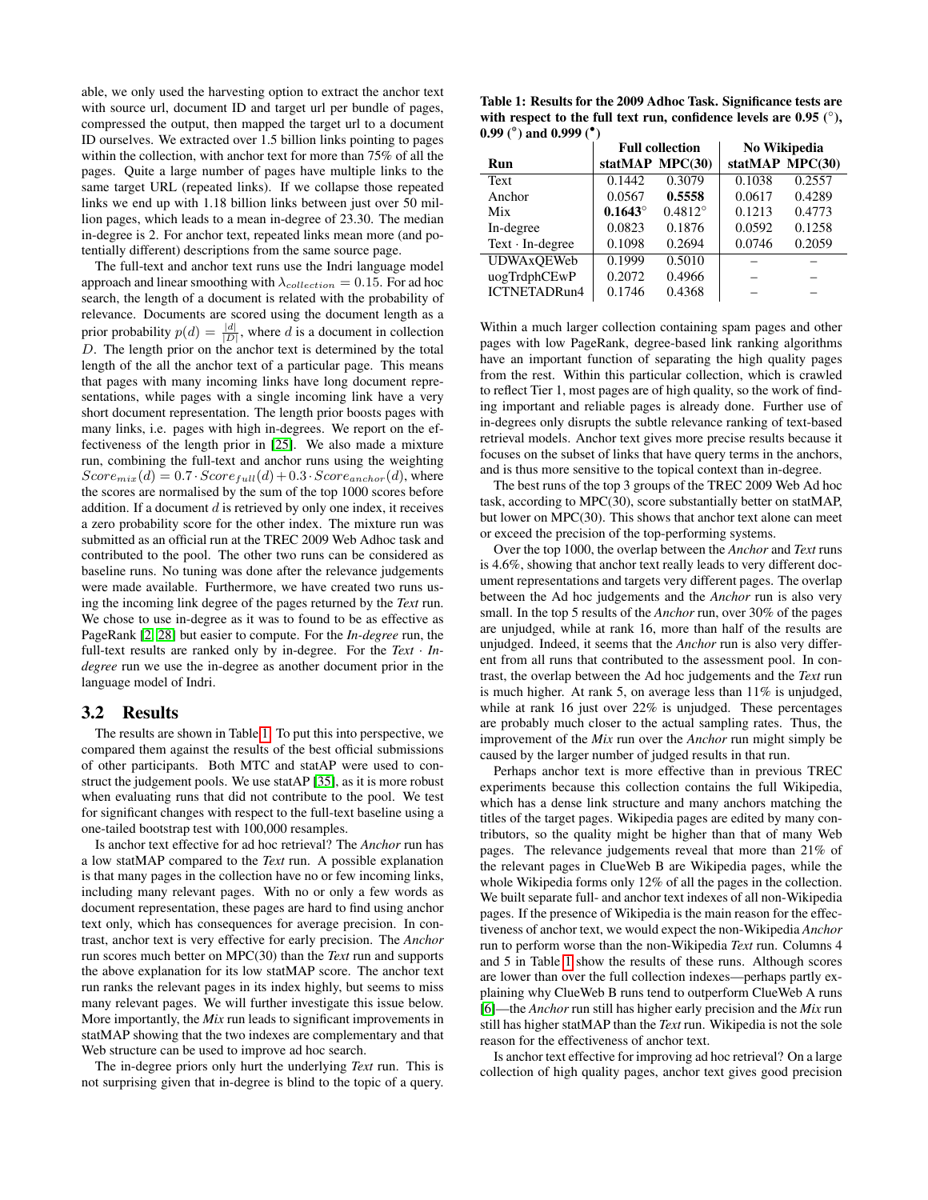able, we only used the harvesting option to extract the anchor text with source url, document ID and target url per bundle of pages, compressed the output, then mapped the target url to a document ID ourselves. We extracted over 1.5 billion links pointing to pages within the collection, with anchor text for more than 75% of all the pages. Quite a large number of pages have multiple links to the same target URL (repeated links). If we collapse those repeated links we end up with 1.18 billion links between just over 50 million pages, which leads to a mean in-degree of 23.30. The median in-degree is 2. For anchor text, repeated links mean more (and potentially different) descriptions from the same source page.

The full-text and anchor text runs use the Indri language model approach and linear smoothing with $\lambda_{collection} = 0.15$. For ad hoc search, the length of a document is related with the probability of relevance. Documents are scored using the document length as a prior probability $p(d) = \frac{|d|}{|D|}$, where $d$ is a document in collection $D$. The length prior on the anchor text is determined by the total length of the all the anchor text of a particular page. This means that pages with many incoming links have long document representations, while pages with a single incoming link have a very short document representation. The length prior boosts pages with many links, i.e. pages with high in-degrees. We report on the effectiveness of the length prior in [25]. We also made a mixture run, combining the full-text and anchor runs using the weighting $Score_{mix}(d) = 0.7 \cdot Score_{full}(d) + 0.3 \cdot Score_{anchor}(d)$, where the scores are normalised by the sum of the top 1000 scores before addition. If a document $d$ is retrieved by only one index, it receives a zero probability score for the other index. The mixture run was submitted as an official run at the TREC 2009 Web Adhoc task and contributed to the pool. The other two runs can be considered as baseline runs. No tuning was done after the relevance judgements were made available. Furthermore, we have created two runs using the incoming link degree of the pages returned by the *Text* run. We chose to use in-degree as it was to found to be as effective as PageRank [2, 28] but easier to compute. For the *In-degree* run, the full-text results are ranked only by in-degree. For the *Text* · *In-degree* run we use the in-degree as another document prior in the language model of Indri.

## 3.2 Results

The results are shown in Table 1. To put this into perspective, we compared them against the results of the best official submissions of other participants. Both MTC and statAP were used to construct the judgement pools. We use statAP [35], as it is more robust when evaluating runs that did not contribute to the pool. We test for significant changes with respect to the full-text baseline using a one-tailed bootstrap test with 100,000 resamples.

Is anchor text effective for ad hoc retrieval? The *Anchor* run has a low statMAP compared to the *Text* run. A possible explanation is that many pages in the collection have no or few incoming links, including many relevant pages. With no or only a few words as document representation, these pages are hard to find using anchor text only, which has consequences for average precision. In contrast, anchor text is very effective for early precision. The *Anchor* run scores much better on MPC(30) than the *Text* run and supports the above explanation for its low statMAP score. The anchor text run ranks the relevant pages in its index highly, but seems to miss many relevant pages. We will further investigate this issue below. More importantly, the *Mix* run leads to significant improvements in statMAP showing that the two indexes are complementary and that Web structure can be used to improve ad hoc search.

The in-degree priors only hurt the underlying *Text* run. This is not surprising given that in-degree is blind to the topic of a query.

**Table 1: Results for the 2009 Adhoc Task. Significance tests are with respect to the full text run, confidence levels are 0.95 (°), 0.99 (^°) and 0.999 (•)**

| Run | Full collection | | No Wikipedia | |
|---|---|---|---|---|
| | statMAP | MPC(30) | statMAP | MPC(30) |
| Text | 0.1442 | 0.3079 | 0.1038 | 0.2557 |
| Anchor | 0.0567 | **0.5558** | 0.0617 | 0.4289 |
| Mix | **0.1643**° | 0.4812° | 0.1213 | 0.4773 |
| In-degree | 0.0823 | 0.1876 | 0.0592 | 0.1258 |
| Text · In-degree | 0.1098 | 0.2694 | 0.0746 | 0.2059 |
| UDWAxQEWeb | 0.1999 | 0.5010 | – | – |
| uogTrdphCEwP | 0.2072 | 0.4966 | – | – |
| ICTNETADRun4 | 0.1746 | 0.4368 | – | – |

Within a much larger collection containing spam pages and other pages with low PageRank, degree-based link ranking algorithms have an important function of separating the high quality pages from the rest. Within this particular collection, which is crawled to reflect Tier 1, most pages are of high quality, so the work of finding important and reliable pages is already done. Further use of in-degrees only disrupts the subtle relevance ranking of text-based retrieval models. Anchor text gives more precise results because it focuses on the subset of links that have query terms in the anchors, and is thus more sensitive to the topical context than in-degree.

The best runs of the top 3 groups of the TREC 2009 Web Ad hoc task, according to MPC(30), score substantially better on statMAP, but lower on MPC(30). This shows that anchor text alone can meet or exceed the precision of the top-performing systems.

Over the top 1000, the overlap between the *Anchor* and *Text* runs is 4.6%, showing that anchor text really leads to very different document representations and targets very different pages. The overlap between the Ad hoc judgements and the *Anchor* run is also very small. In the top 5 results of the *Anchor* run, over 30% of the pages are unjudged, while at rank 16, more than half of the results are unjudged. Indeed, it seems that the *Anchor* run is also very different from all runs that contributed to the assessment pool. In contrast, the overlap between the Ad hoc judgements and the *Text* run is much higher. At rank 5, on average less than 11% is unjudged, while at rank 16 just over 22% is unjudged. These percentages are probably much closer to the actual sampling rates. Thus, the improvement of the *Mix* run over the *Anchor* run might simply be caused by the larger number of judged results in that run.

Perhaps anchor text is more effective than in previous TREC experiments because this collection contains the full Wikipedia, which has a dense link structure and many anchors matching the titles of the target pages. Wikipedia pages are edited by many contributors, so the quality might be higher than that of many Web pages. The relevance judgements reveal that more than 21% of the relevant pages in ClueWeb B are Wikipedia pages, while the whole Wikipedia forms only 12% of all the pages in the collection. We built separate full- and anchor text indexes of all non-Wikipedia pages. If the presence of Wikipedia is the main reason for the effectiveness of anchor text, we would expect the non-Wikipedia *Anchor* run to perform worse than the non-Wikipedia *Text* run. Columns 4 and 5 in Table 1 show the results of these runs. Although scores are lower than over the full collection indexes—perhaps partly explaining why ClueWeb B runs tend to outperform ClueWeb A runs [6]—the *Anchor* run still has higher early precision and the *Mix* run still has higher statMAP than the *Text* run. Wikipedia is not the sole reason for the effectiveness of anchor text.

Is anchor text effective for improving ad hoc retrieval? On a large collection of high quality pages, anchor text gives good precision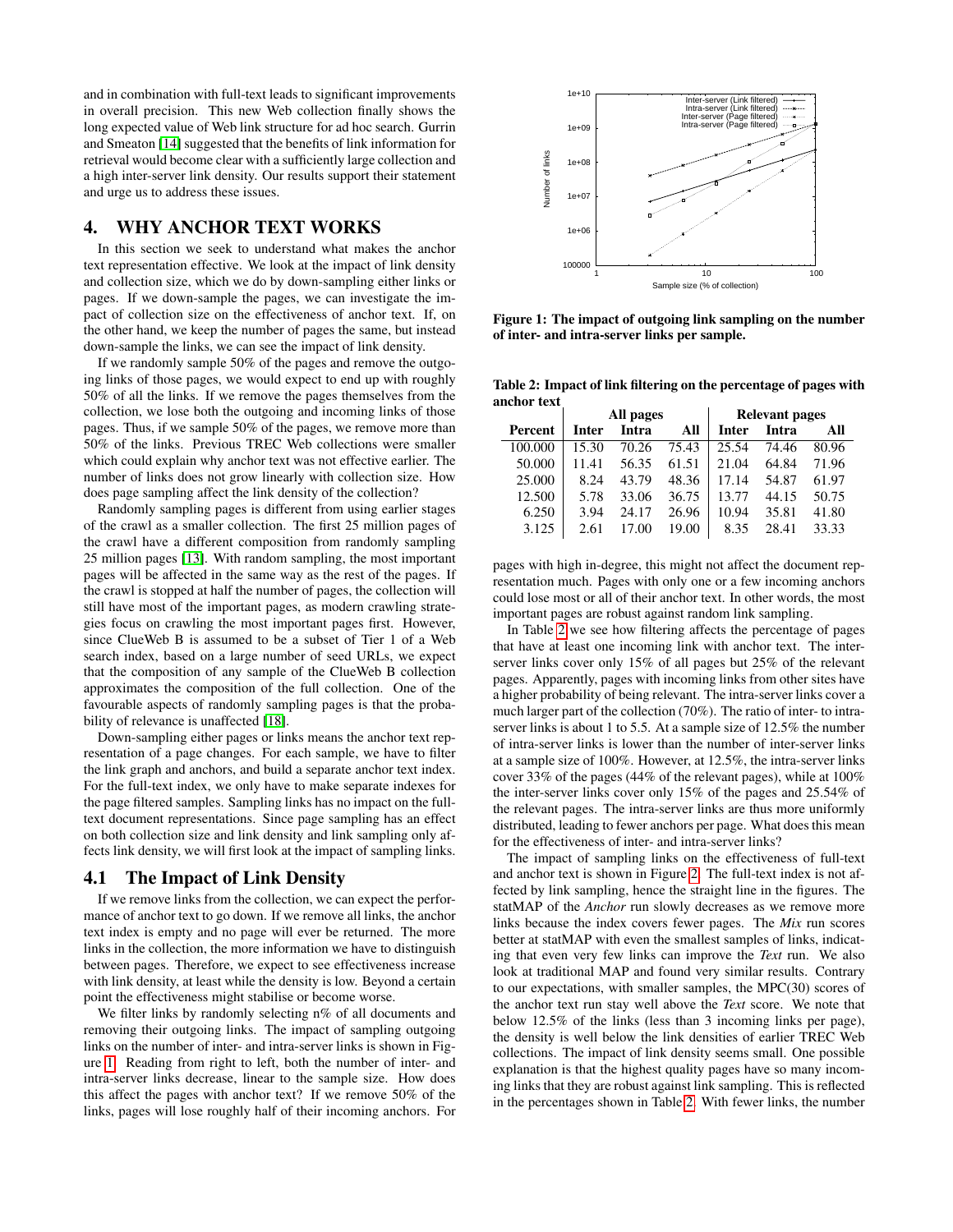and in combination with full-text leads to significant improvements in overall precision. This new Web collection finally shows the long expected value of Web link structure for ad hoc search. Gurrin and Smeaton [14] suggested that the benefits of link information for retrieval would become clear with a sufficiently large collection and a high inter-server link density. Our results support their statement and urge us to address these issues.

# 4. WHY ANCHOR TEXT WORKS

In this section we seek to understand what makes the anchor text representation effective. We look at the impact of link density and collection size, which we do by down-sampling either links or pages. If we down-sample the pages, we can investigate the impact of collection size on the effectiveness of anchor text. If, on the other hand, we keep the number of pages the same, but instead down-sample the links, we can see the impact of link density.

If we randomly sample 50% of the pages and remove the outgoing links of those pages, we would expect to end up with roughly 50% of all the links. If we remove the pages themselves from the collection, we lose both the outgoing and incoming links of those pages. Thus, if we sample 50% of the pages, we remove more than 50% of the links. Previous TREC Web collections were smaller which could explain why anchor text was not effective earlier. The number of links does not grow linearly with collection size. How does page sampling affect the link density of the collection?

Randomly sampling pages is different from using earlier stages of the crawl as a smaller collection. The first 25 million pages of the crawl have a different composition from randomly sampling 25 million pages [13]. With random sampling, the most important pages will be affected in the same way as the rest of the pages. If the crawl is stopped at half the number of pages, the collection will still have most of the important pages, as modern crawling strategies focus on crawling the most important pages first. However, since ClueWeb B is assumed to be a subset of Tier 1 of a Web search index, based on a large number of seed URLs, we expect that the composition of any sample of the ClueWeb B collection approximates the composition of the full collection. One of the favourable aspects of randomly sampling pages is that the probability of relevance is unaffected [18].

Down-sampling either pages or links means the anchor text representation of a page changes. For each sample, we have to filter the link graph and anchors, and build a separate anchor text index. For the full-text index, we only have to make separate indexes for the page filtered samples. Sampling links has no impact on the full-text document representations. Since page sampling has an effect on both collection size and link density and link sampling only affects link density, we will first look at the impact of sampling links.

## 4.1 The Impact of Link Density

If we remove links from the collection, we can expect the performance of anchor text to go down. If we remove all links, the anchor text index is empty and no page will ever be returned. The more links in the collection, the more information we have to distinguish between pages. Therefore, we expect to see effectiveness increase with link density, at least while the density is low. Beyond a certain point the effectiveness might stabilise or become worse.

We filter links by randomly selecting n% of all documents and removing their outgoing links. The impact of sampling outgoing links on the number of inter- and intra-server links is shown in Figure 1. Reading from right to left, both the number of inter- and intra-server links decrease, linear to the sample size. How does this affect the pages with anchor text? If we remove 50% of the links, pages will lose roughly half of their incoming anchors. For pages with high in-degree, this might not affect the document representation much. Pages with only one or a few incoming anchors could lose most or all of their anchor text. In other words, the most important pages are robust against random link sampling.

Inter-server (Link filtered)
Intra-server (Link filtered)
Inter-server (Page filtered)
Intra-server (Page filtered)
Number of links
1e+10
1e+09
1e+08
1e+07
1e+06
100000
1
10
100
Sample size (% of collection)

**Figure 1: The impact of outgoing link sampling on the number of inter- and intra-server links per sample.**

**Table 2: Impact of link filtering on the percentage of pages with anchor text**

| | All pages | | | Relevant pages | | |
|---|---|---|---|---|---|---|
| **Percent** | **Inter** | **Intra** | **All** | **Inter** | **Intra** | **All** |
| 100.000 | 15.30 | 70.26 | 75.43 | 25.54 | 74.46 | 80.96 |
| 50.000 | 11.41 | 56.35 | 61.51 | 21.04 | 64.84 | 71.96 |
| 25.000 | 8.24 | 43.79 | 48.36 | 17.14 | 54.87 | 61.97 |
| 12.500 | 5.78 | 33.06 | 36.75 | 13.77 | 44.15 | 50.75 |
| 6.250 | 3.94 | 24.17 | 26.96 | 10.94 | 35.81 | 41.80 |
| 3.125 | 2.61 | 17.00 | 19.00 | 8.35 | 28.41 | 33.33 |

In Table 2 we see how filtering affects the percentage of pages that have at least one incoming link with anchor text. The inter-server links cover only 15% of all pages but 25% of the relevant pages. Apparently, pages with incoming links from other sites have a higher probability of being relevant. The intra-server links cover a much larger part of the collection (70%). The ratio of inter- to intra-server links is about 1 to 5.5. At a sample size of 12.5% the number of intra-server links is lower than the number of inter-server links at a sample size of 100%. However, at 12.5%, the intra-server links cover 33% of the pages (44% of the relevant pages), while at 100% the inter-server links cover only 15% of the pages and 25.54% of the relevant pages. The intra-server links are thus more uniformly distributed, leading to fewer anchors per page. What does this mean for the effectiveness of inter- and intra-server links?

The impact of sampling links on the effectiveness of full-text and anchor text is shown in Figure 2. The full-text index is not affected by link sampling, hence the straight line in the figures. The statMAP of the *Anchor* run slowly decreases as we remove more links because the index covers fewer pages. The *Mix* run scores better at statMAP with even the smallest samples of links, indicating that even very few links can improve the *Text* run. We also look at traditional MAP and found very similar results. Contrary to our expectations, with smaller samples, the MPC(30) scores of the anchor text run stay well above the *Text* score. We note that below 12.5% of the links (less than 3 incoming links per page), the density is well below the link densities of earlier TREC Web collections. The impact of link density seems small. One possible explanation is that the highest quality pages have so many incoming links that they are robust against link sampling. This is reflected in the percentages shown in Table 2. With fewer links, the number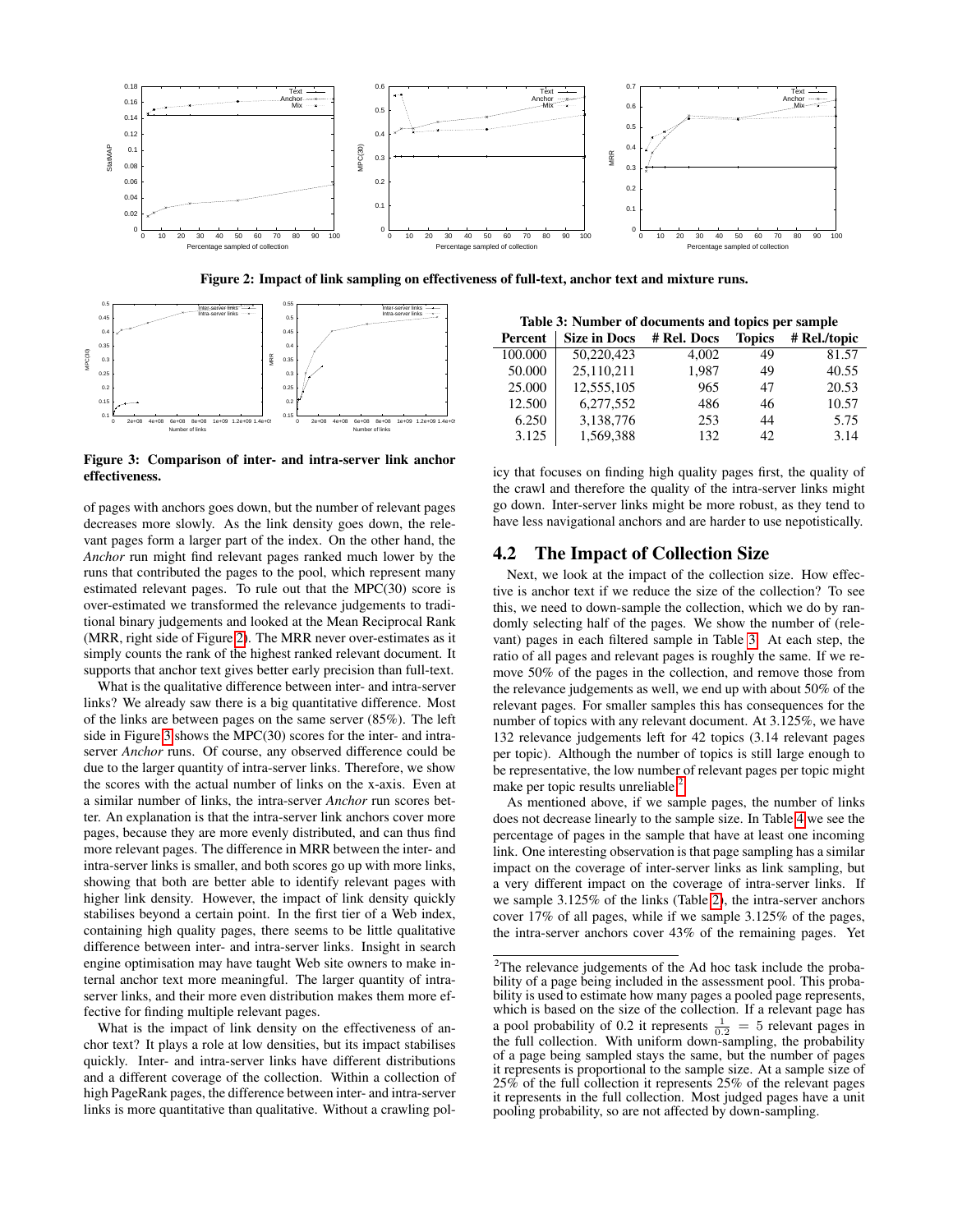Figure 2: Impact of link sampling on effectiveness of full-text, anchor text and mixture runs.

Figure 3: Comparison of inter- and intra-server link anchor effectiveness.

of pages with anchors goes down, but the number of relevant pages decreases more slowly. As the link density goes down, the relevant pages form a larger part of the index. On the other hand, the *Anchor* run might find relevant pages ranked much lower by the runs that contributed the pages to the pool, which represent many estimated relevant pages. To rule out that the MPC(30) score is over-estimated we transformed the relevance judgements to traditional binary judgements and looked at the Mean Reciprocal Rank (MRR, right side of Figure 2). The MRR never over-estimates as it simply counts the rank of the highest ranked relevant document. It supports that anchor text gives better early precision than full-text.

What is the qualitative difference between inter- and intra-server links? We already saw there is a big quantitative difference. Most of the links are between pages on the same server (85%). The left side in Figure 3 shows the MPC(30) scores for the inter- and intra-server *Anchor* runs. Of course, any observed difference could be due to the larger quantity of intra-server links. Therefore, we show the scores with the actual number of links on the x-axis. Even at a similar number of links, the intra-server *Anchor* run scores better. An explanation is that the intra-server link anchors cover more pages, because they are more evenly distributed, and can thus find more relevant pages. The difference in MRR between the inter- and intra-server links is smaller, and both scores go up with more links, showing that both are better able to identify relevant pages with higher link density. However, the impact of link density quickly stabilises beyond a certain point. In the first tier of a Web index, containing high quality pages, there seems to be little qualitative difference between inter- and intra-server links. Insight in search engine optimisation may have taught Web site owners to make internal anchor text more meaningful. The larger quantity of intra-server links, and their more even distribution makes them more effective for finding multiple relevant pages.

What is the impact of link density on the effectiveness of anchor text? It plays a role at low densities, but its impact stabilises quickly. Inter- and intra-server links have different distributions and a different coverage of the collection. Within a collection of high PageRank pages, the difference between inter- and intra-server links is more quantitative than qualitative. Without a crawling policy that focuses on finding high quality pages first, the quality of the crawl and therefore the quality of the intra-server links might go down. Inter-server links might be more robust, as they tend to have less navigational anchors and are harder to use nepotistically.

Table 3: Number of documents and topics per sample

| Percent | Size in Docs | # Rel. Docs | Topics | # Rel./topic |
|---|---|---|---|---|
| 100.000 | 50,220,423 | 4,002 | 49 | 81.57 |
| 50.000 | 25,110,211 | 1,987 | 49 | 40.55 |
| 25.000 | 12,555,105 | 965 | 47 | 20.53 |
| 12.500 | 6,277,552 | 486 | 46 | 10.57 |
| 6.250 | 3,138,776 | 253 | 44 | 5.75 |
| 3.125 | 1,569,388 | 132 | 42 | 3.14 |

## 4.2 The Impact of Collection Size

Next, we look at the impact of the collection size. How effective is anchor text if we reduce the size of the collection? To see this, we need to down-sample the collection, which we do by randomly selecting half of the pages. We show the number of (relevant) pages in each filtered sample in Table 3. At each step, the ratio of all pages and relevant pages is roughly the same. If we remove 50% of the pages in the collection, and remove those from the relevance judgements as well, we end up with about 50% of the relevant pages. For smaller samples this has consequences for the number of topics with any relevant document. At 3.125%, we have 132 relevance judgements left for 42 topics (3.14 relevant pages per topic). Although the number of topics is still large enough to be representative, the low number of relevant pages per topic might make per topic results unreliable.[2]

As mentioned above, if we sample pages, the number of links does not decrease linearly to the sample size. In Table 4 we see the percentage of pages in the sample that have at least one incoming link. One interesting observation is that page sampling has a similar impact on the coverage of inter-server links as link sampling, but a very different impact on the coverage of intra-server links. If we sample 3.125% of the links (Table 2), the intra-server anchors cover 17% of all pages, while if we sample 3.125% of the pages, the intra-server anchors cover 43% of the remaining pages. Yet

[2] The relevance judgements of the Ad hoc task include the probability of a page being included in the assessment pool. This probability is used to estimate how many pages a pooled page represents, which is based on the size of the collection. If a relevant page has a pool probability of 0.2 it represents $\frac{1}{0.2} = 5$ relevant pages in the full collection. With uniform down-sampling, the probability of a page being sampled stays the same, but the number of pages it represents is proportional to the sample size. At a sample size of 25% of the full collection it represents 25% of the relevant pages it represents in the full collection. Most judged pages have a unit pooling probability, so are not affected by down-sampling.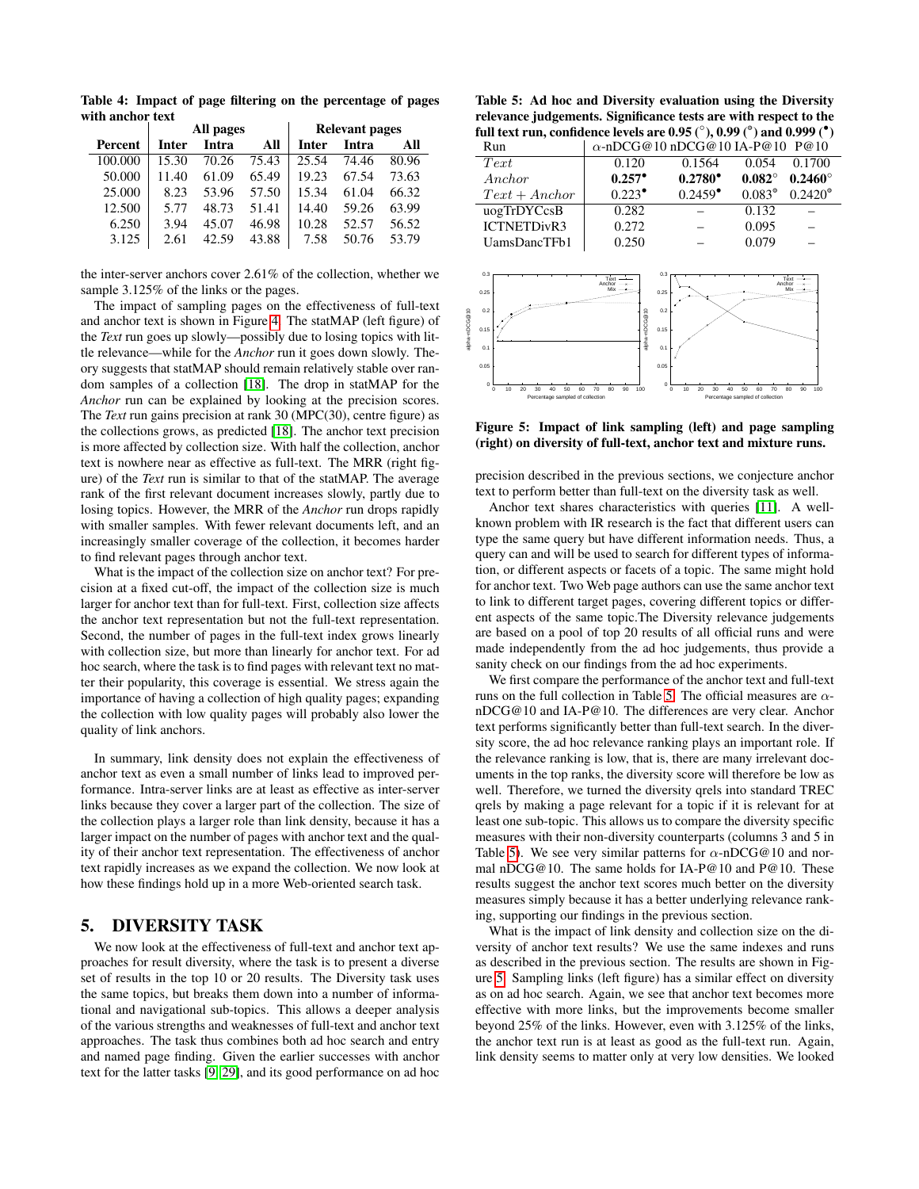**Table 4: Impact of page filtering on the percentage of pages with anchor text**

| | All pages | | | Relevant pages | | |
|---|---|---|---|---|---|---|
| Percent | Inter | Intra | All | Inter | Intra | All |
| 100.000 | 15.30 | 70.26 | 75.43 | 25.54 | 74.46 | 80.96 |
| 50.000 | 11.40 | 61.09 | 65.49 | 19.23 | 67.54 | 73.63 |
| 25.000 | 8.23 | 53.96 | 57.50 | 15.34 | 61.04 | 66.32 |
| 12.500 | 5.77 | 48.73 | 51.41 | 14.40 | 59.26 | 63.99 |
| 6.250 | 3.94 | 45.07 | 46.98 | 10.28 | 52.57 | 56.52 |
| 3.125 | 2.61 | 42.59 | 43.88 | 7.58 | 50.76 | 53.79 |

the inter-server anchors cover 2.61% of the collection, whether we sample 3.125% of the links or the pages.

The impact of sampling pages on the effectiveness of full-text and anchor text is shown in Figure 4. The statMAP (left figure) of the *Text* run goes up slowly—possibly due to losing topics with little relevance—while for the *Anchor* run it goes down slowly. Theory suggests that statMAP should remain relatively stable over random samples of a collection [18]. The drop in statMAP for the *Anchor* run can be explained by looking at the precision scores. The *Text* run gains precision at rank 30 (MPC(30), centre figure) as the collections grows, as predicted [18]. The anchor text precision is more affected by collection size. With half the collection, anchor text is nowhere near as effective as full-text. The MRR (right figure) of the *Text* run is similar to that of the statMAP. The average rank of the first relevant document increases slowly, partly due to losing topics. However, the MRR of the *Anchor* run drops rapidly with smaller samples. With fewer relevant documents left, and an increasingly smaller coverage of the collection, it becomes harder to find relevant pages through anchor text.

What is the impact of the collection size on anchor text? For precision at a fixed cut-off, the impact of the collection size is much larger for anchor text than for full-text. First, collection size affects the anchor text representation but not the full-text representation. Second, the number of pages in the full-text index grows linearly with collection size, but more than linearly for anchor text. For ad hoc search, where the task is to find pages with relevant text no matter their popularity, this coverage is essential. We stress again the importance of having a collection of high quality pages; expanding the collection with low quality pages will probably also lower the quality of link anchors.

In summary, link density does not explain the effectiveness of anchor text as even a small number of links lead to improved performance. Intra-server links are at least as effective as inter-server links because they cover a larger part of the collection. The size of the collection plays a larger role than link density, because it has a larger impact on the number of pages with anchor text and the quality of their anchor text representation. The effectiveness of anchor text rapidly increases as we expand the collection. We now look at how these findings hold up in a more Web-oriented search task.

## 5. DIVERSITY TASK

We now look at the effectiveness of full-text and anchor text approaches for result diversity, where the task is to present a diverse set of results in the top 10 or 20 results. The Diversity task uses the same topics, but breaks them down into a number of informational and navigational sub-topics. This allows a deeper analysis of the various strengths and weaknesses of full-text and anchor text approaches. The task thus combines both ad hoc search and entry and named page finding. Given the earlier successes with anchor text for the latter tasks [9, 29], and its good performance on ad hoc

**Table 5: Ad hoc and Diversity evaluation using the Diversity relevance judgements. Significance tests are with respect to the full text run, confidence levels are 0.95 (°), 0.99 (°) and 0.999 (•)**

| Run | $\alpha$-nDCG@10 | nDCG@10 | IA-P@10 | P@10 |
|---|---|---|---|---|
| $Text$ | 0.120 | 0.1564 | 0.054 | 0.1700 |
| $Anchor$ | **0.257**• | **0.2780**• | **0.082**° | **0.2460**° |
| $Text + Anchor$ | 0.223• | 0.2459• | 0.083° | 0.2420° |
| uogTrDYCcsB | 0.282 | – | 0.132 | – |
| ICTNETDivR3 | 0.272 | – | 0.095 | – |
| UamsDancTFb1 | 0.250 | – | 0.079 | – |

0.3
0.25
0.2
0.15
0.1
0.05
0
alpha-nDCG@10
Text
Anchor
Mix
0 10 20 30 40 50 60 70 80 90 100
Percentage sampled of collection

0.3
0.25
0.2
0.15
0.1
0.05
0
alpha-nDCG@10
Text
Anchor
Mix
0 10 20 30 40 50 60 70 80 90 100
Percentage sampled of collection

**Figure 5: Impact of link sampling (left) and page sampling (right) on diversity of full-text, anchor text and mixture runs.**

precision described in the previous sections, we conjecture anchor text to perform better than full-text on the diversity task as well.

Anchor text shares characteristics with queries [11]. A well-known problem with IR research is the fact that different users can type the same query but have different information needs. Thus, a query can and will be used to search for different types of information, or different aspects or facets of a topic. The same might hold for anchor text. Two Web page authors can use the same anchor text to link to different target pages, covering different topics or different aspects of the same topic.The Diversity relevance judgements are based on a pool of top 20 results of all official runs and were made independently from the ad hoc judgements, thus provide a sanity check on our findings from the ad hoc experiments.

We first compare the performance of the anchor text and full-text runs on the full collection in Table 5. The official measures are $\alpha$-nDCG@10 and IA-P@10. The differences are very clear. Anchor text performs significantly better than full-text search. In the diversity score, the ad hoc relevance ranking plays an important role. If the relevance ranking is low, that is, there are many irrelevant documents in the top ranks, the diversity score will therefore be low as well. Therefore, we turned the diversity qrels into standard TREC qrels by making a page relevant for a topic if it is relevant for at least one sub-topic. This allows us to compare the diversity specific measures with their non-diversity counterparts (columns 3 and 5 in Table 5). We see very similar patterns for $\alpha$-nDCG@10 and normal nDCG@10. The same holds for IA-P@10 and P@10. These results suggest the anchor text scores much better on the diversity measures simply because it has a better underlying relevance ranking, supporting our findings in the previous section.

What is the impact of link density and collection size on the diversity of anchor text results? We use the same indexes and runs as described in the previous section. The results are shown in Figure 5. Sampling links (left figure) has a similar effect on diversity as on ad hoc search. Again, we see that anchor text becomes more effective with more links, but the improvements become smaller beyond 25% of the links. However, even with 3.125% of the links, the anchor text run is at least as good as the full-text run. Again, link density seems to matter only at very low densities. We looked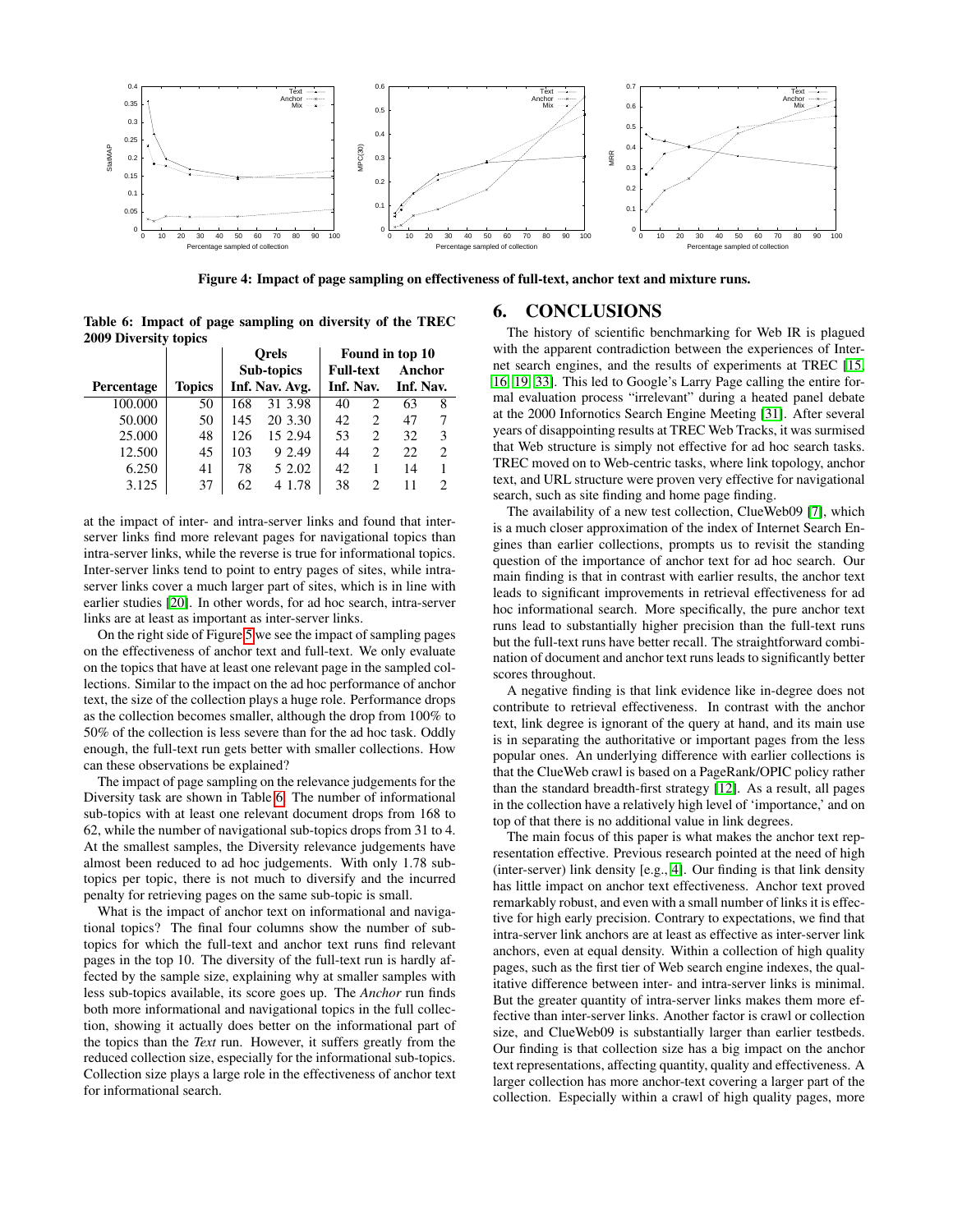StatMAP
0.4
0.35
0.3
0.25
0.2
0.15
0.1
0.05
0
0 10 20 30 40 50 60 70 80 90 100
Percentage sampled of collection
Text
Anchor
Mix

MPC(30)
0.6
0.5
0.4
0.3
0.2
0.1
0
0 10 20 30 40 50 60 70 80 90 100
Percentage sampled of collection
Text
Anchor
Mix

MRR
0.7
0.6
0.5
0.4
0.3
0.2
0.1
0
0 10 20 30 40 50 60 70 80 90 100
Percentage sampled of collection
Text
Anchor
Mix

**Figure 4: Impact of page sampling on effectiveness of full-text, anchor text and mixture runs.**

**Table 6: Impact of page sampling on diversity of the TREC 2009 Diversity topics**

| | | Qrels Sub-topics | | | Found in top 10 Full-text | | Anchor | |
|---|---|---|---|---|---|---|---|---|
| **Percentage** | **Topics** | **Inf.** | **Nav.** | **Avg.** | **Inf.** | **Nav.** | **Inf.** | **Nav.** |
| 100.000 | 50 | 168 | 31 | 3.98 | 40 | 2 | 63 | 8 |
| 50.000 | 50 | 145 | 20 | 3.30 | 42 | 2 | 47 | 7 |
| 25.000 | 48 | 126 | 15 | 2.94 | 53 | 2 | 32 | 3 |
| 12.500 | 45 | 103 | 9 | 2.49 | 44 | 2 | 22 | 2 |
| 6.250 | 41 | 78 | 5 | 2.02 | 42 | 1 | 14 | 1 |
| 3.125 | 37 | 62 | 4 | 1.78 | 38 | 2 | 11 | 2 |

at the impact of inter- and intra-server links and found that inter-server links find more relevant pages for navigational topics than intra-server links, while the reverse is true for informational topics. Inter-server links tend to point to entry pages of sites, while intra-server links cover a much larger part of sites, which is in line with earlier studies [20]. In other words, for ad hoc search, intra-server links are at least as important as inter-server links.

On the right side of Figure 5 we see the impact of sampling pages on the effectiveness of anchor text and full-text. We only evaluate on the topics that have at least one relevant page in the sampled collections. Similar to the impact on the ad hoc performance of anchor text, the size of the collection plays a huge role. Performance drops as the collection becomes smaller, although the drop from 100% to 50% of the collection is less severe than for the ad hoc task. Oddly enough, the full-text run gets better with smaller collections. How can these observations be explained?

The impact of page sampling on the relevance judgements for the Diversity task are shown in Table 6. The number of informational sub-topics with at least one relevant document drops from 168 to 62, while the number of navigational sub-topics drops from 31 to 4. At the smallest samples, the Diversity relevance judgements have almost been reduced to ad hoc judgements. With only 1.78 sub-topics per topic, there is not much to diversify and the incurred penalty for retrieving pages on the same sub-topic is small.

What is the impact of anchor text on informational and navigational topics? The final four columns show the number of sub-topics for which the full-text and anchor text runs find relevant pages in the top 10. The diversity of the full-text run is hardly affected by the sample size, explaining why at smaller samples with less sub-topics available, its score goes up. The *Anchor* run finds both more informational and navigational topics in the full collection, showing it actually does better on the informational part of the topics than the *Text* run. However, it suffers greatly from the reduced collection size, especially for the informational sub-topics. Collection size plays a large role in the effectiveness of anchor text for informational search.

## 6. CONCLUSIONS

The history of scientific benchmarking for Web IR is plagued with the apparent contradiction between the experiences of Internet search engines, and the results of experiments at TREC [15, 16, 19, 33]. This led to Google's Larry Page calling the entire formal evaluation process "irrelevant" during a heated panel debate at the 2000 Infornotics Search Engine Meeting [31]. After several years of disappointing results at TREC Web Tracks, it was surmised that Web structure is simply not effective for ad hoc search tasks. TREC moved on to Web-centric tasks, where link topology, anchor text, and URL structure were proven very effective for navigational search, such as site finding and home page finding.

The availability of a new test collection, ClueWeb09 [7], which is a much closer approximation of the index of Internet Search Engines than earlier collections, prompts us to revisit the standing question of the importance of anchor text for ad hoc search. Our main finding is that in contrast with earlier results, the anchor text leads to significant improvements in retrieval effectiveness for ad hoc informational search. More specifically, the pure anchor text runs lead to substantially higher precision than the full-text runs but the full-text runs have better recall. The straightforward combination of document and anchor text runs leads to significantly better scores throughout.

A negative finding is that link evidence like in-degree does not contribute to retrieval effectiveness. In contrast with the anchor text, link degree is ignorant of the query at hand, and its main use is in separating the authoritative or important pages from the less popular ones. An underlying difference with earlier collections is that the ClueWeb crawl is based on a PageRank/OPIC policy rather than the standard breadth-first strategy [12]. As a result, all pages in the collection have a relatively high level of 'importance,' and on top of that there is no additional value in link degrees.

The main focus of this paper is what makes the anchor text representation effective. Previous research pointed at the need of high (inter-server) link density [e.g., 4]. Our finding is that link density has little impact on anchor text effectiveness. Anchor text proved remarkably robust, and even with a small number of links it is effective for high early precision. Contrary to expectations, we find that intra-server link anchors are at least as effective as inter-server link anchors, even at equal density. Within a collection of high quality pages, such as the first tier of Web search engine indexes, the qualitative difference between inter- and intra-server links is minimal. But the greater quantity of intra-server links makes them more effective than inter-server links. Another factor is crawl or collection size, and ClueWeb09 is substantially larger than earlier testbeds. Our finding is that collection size has a big impact on the anchor text representations, affecting quantity, quality and effectiveness. A larger collection has more anchor-text covering a larger part of the collection. Especially within a crawl of high quality pages, more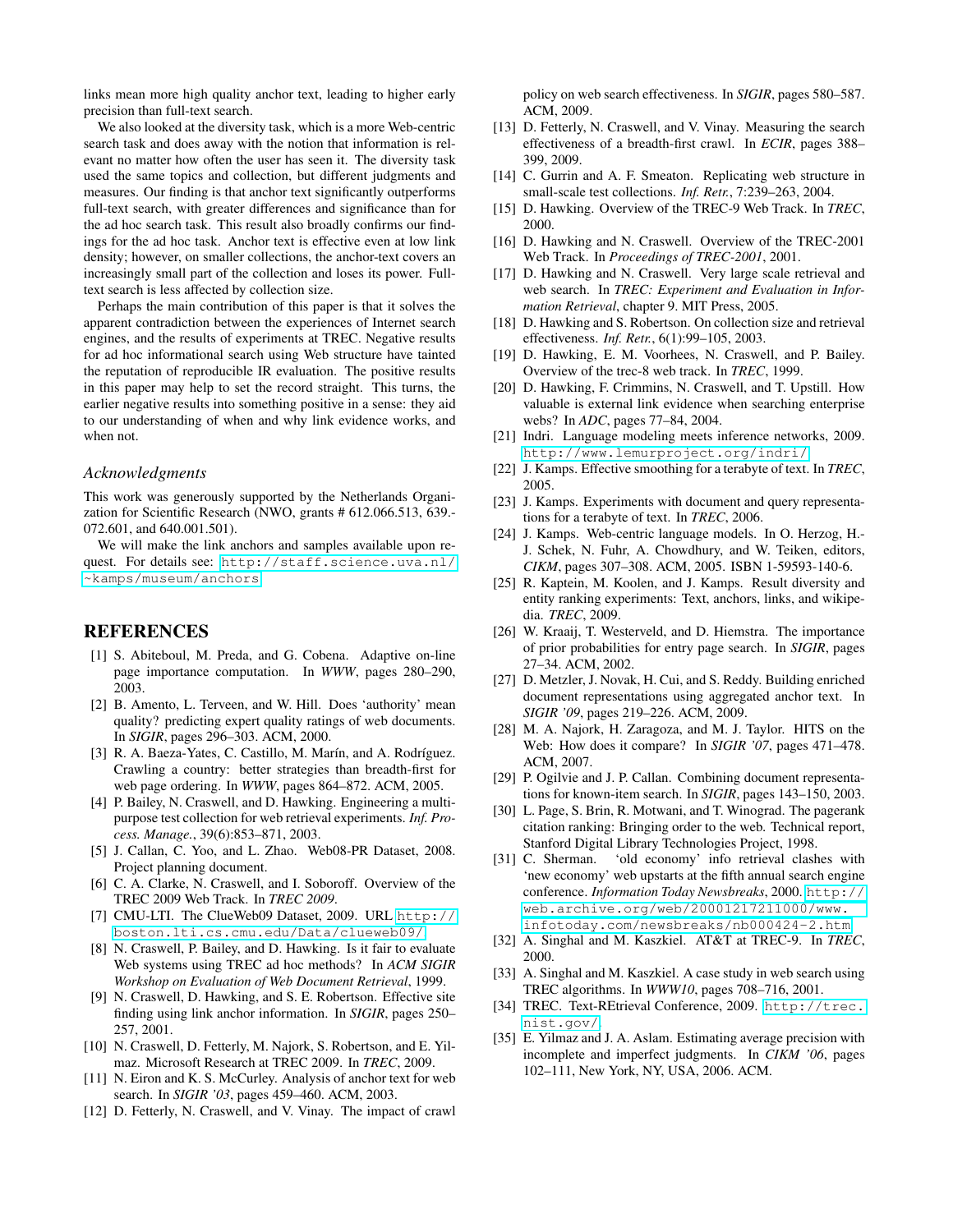links mean more high quality anchor text, leading to higher early precision than full-text search.

We also looked at the diversity task, which is a more Web-centric search task and does away with the notion that information is relevant no matter how often the user has seen it. The diversity task used the same topics and collection, but different judgments and measures. Our finding is that anchor text significantly outperforms full-text search, with greater differences and significance than for the ad hoc search task. This result also broadly confirms our findings for the ad hoc task. Anchor text is effective even at low link density; however, on smaller collections, the anchor-text covers an increasingly small part of the collection and loses its power. Full-text search is less affected by collection size.

Perhaps the main contribution of this paper is that it solves the apparent contradiction between the experiences of Internet search engines, and the results of experiments at TREC. Negative results for ad hoc informational search using Web structure have tainted the reputation of reproducible IR evaluation. The positive results in this paper may help to set the record straight. This turns, the earlier negative results into something positive in a sense: they aid to our understanding of when and why link evidence works, and when not.

### Acknowledgments

This work was generously supported by the Netherlands Organization for Scientific Research (NWO, grants # 612.066.513, 639.-072.601, and 640.001.501).

We will make the link anchors and samples available upon request. For details see: http://staff.science.uva.nl/~kamps/museum/anchors

## REFERENCES

[1] S. Abiteboul, M. Preda, and G. Cobena. Adaptive on-line page importance computation. In *WWW*, pages 280–290, 2003.

[2] B. Amento, L. Terveen, and W. Hill. Does 'authority' mean quality? predicting expert quality ratings of web documents. In *SIGIR*, pages 296–303. ACM, 2000.

[3] R. A. Baeza-Yates, C. Castillo, M. Marín, and A. Rodríguez. Crawling a country: better strategies than breadth-first for web page ordering. In *WWW*, pages 864–872. ACM, 2005.

[4] P. Bailey, N. Craswell, and D. Hawking. Engineering a multi-purpose test collection for web retrieval experiments. *Inf. Process. Manage.*, 39(6):853–871, 2003.

[5] J. Callan, C. Yoo, and L. Zhao. Web08-PR Dataset, 2008. Project planning document.

[6] C. A. Clarke, N. Craswell, and I. Soboroff. Overview of the TREC 2009 Web Track. In *TREC 2009*.

[7] CMU-LTI. The ClueWeb09 Dataset, 2009. URL http://boston.lti.cs.cmu.edu/Data/clueweb09/.

[8] N. Craswell, P. Bailey, and D. Hawking. Is it fair to evaluate Web systems using TREC ad hoc methods? In *ACM SIGIR Workshop on Evaluation of Web Document Retrieval*, 1999.

[9] N. Craswell, D. Hawking, and S. E. Robertson. Effective site finding using link anchor information. In *SIGIR*, pages 250–257, 2001.

[10] N. Craswell, D. Fetterly, M. Najork, S. Robertson, and E. Yilmaz. Microsoft Research at TREC 2009. In *TREC*, 2009.

[11] N. Eiron and K. S. McCurley. Analysis of anchor text for web search. In *SIGIR '03*, pages 459–460. ACM, 2003.

[12] D. Fetterly, N. Craswell, and V. Vinay. The impact of crawl policy on web search effectiveness. In *SIGIR*, pages 580–587. ACM, 2009.

[13] D. Fetterly, N. Craswell, and V. Vinay. Measuring the search effectiveness of a breadth-first crawl. In *ECIR*, pages 388–399, 2009.

[14] C. Gurrin and A. F. Smeaton. Replicating web structure in small-scale test collections. *Inf. Retr.*, 7:239–263, 2004.

[15] D. Hawking. Overview of the TREC-9 Web Track. In *TREC*, 2000.

[16] D. Hawking and N. Craswell. Overview of the TREC-2001 Web Track. In *Proceedings of TREC-2001*, 2001.

[17] D. Hawking and N. Craswell. Very large scale retrieval and web search. In *TREC: Experiment and Evaluation in Information Retrieval*, chapter 9. MIT Press, 2005.

[18] D. Hawking and S. Robertson. On collection size and retrieval effectiveness. *Inf. Retr.*, 6(1):99–105, 2003.

[19] D. Hawking, E. M. Voorhees, N. Craswell, and P. Bailey. Overview of the trec-8 web track. In *TREC*, 1999.

[20] D. Hawking, F. Crimmins, N. Craswell, and T. Upstill. How valuable is external link evidence when searching enterprise webs? In *ADC*, pages 77–84, 2004.

[21] Indri. Language modeling meets inference networks, 2009. http://www.lemurproject.org/indri/.

[22] J. Kamps. Effective smoothing for a terabyte of text. In *TREC*, 2005.

[23] J. Kamps. Experiments with document and query representations for a terabyte of text. In *TREC*, 2006.

[24] J. Kamps. Web-centric language models. In O. Herzog, H.-J. Schek, N. Fuhr, A. Chowdhury, and W. Teiken, editors, *CIKM*, pages 307–308. ACM, 2005. ISBN 1-59593-140-6.

[25] R. Kaptein, M. Koolen, and J. Kamps. Result diversity and entity ranking experiments: Text, anchors, links, and wikipedia. *TREC*, 2009.

[26] W. Kraaij, T. Westerveld, and D. Hiemstra. The importance of prior probabilities for entry page search. In *SIGIR*, pages 27–34. ACM, 2002.

[27] D. Metzler, J. Novak, H. Cui, and S. Reddy. Building enriched document representations using aggregated anchor text. In *SIGIR '09*, pages 219–226. ACM, 2009.

[28] M. A. Najork, H. Zaragoza, and M. J. Taylor. HITS on the Web: How does it compare? In *SIGIR '07*, pages 471–478. ACM, 2007.

[29] P. Ogilvie and J. P. Callan. Combining document representations for known-item search. In *SIGIR*, pages 143–150, 2003.

[30] L. Page, S. Brin, R. Motwani, and T. Winograd. The pagerank citation ranking: Bringing order to the web. Technical report, Stanford Digital Library Technologies Project, 1998.

[31] C. Sherman. 'old economy' info retrieval clashes with 'new economy' web upstarts at the fifth annual search engine conference. *Information Today Newsbreaks*, 2000. http://web.archive.org/web/20001217211000/www.infotoday.com/newsbreaks/nb000424-2.htm.

[32] A. Singhal and M. Kaszkiel. AT&T at TREC-9. In *TREC*, 2000.

[33] A. Singhal and M. Kaszkiel. A case study in web search using TREC algorithms. In *WWW10*, pages 708–716, 2001.

[34] TREC. Text-REtrieval Conference, 2009. http://trec.nist.gov/.

[35] E. Yilmaz and J. A. Aslam. Estimating average precision with incomplete and imperfect judgments. In *CIKM '06*, pages 102–111, New York, NY, USA, 2006. ACM.